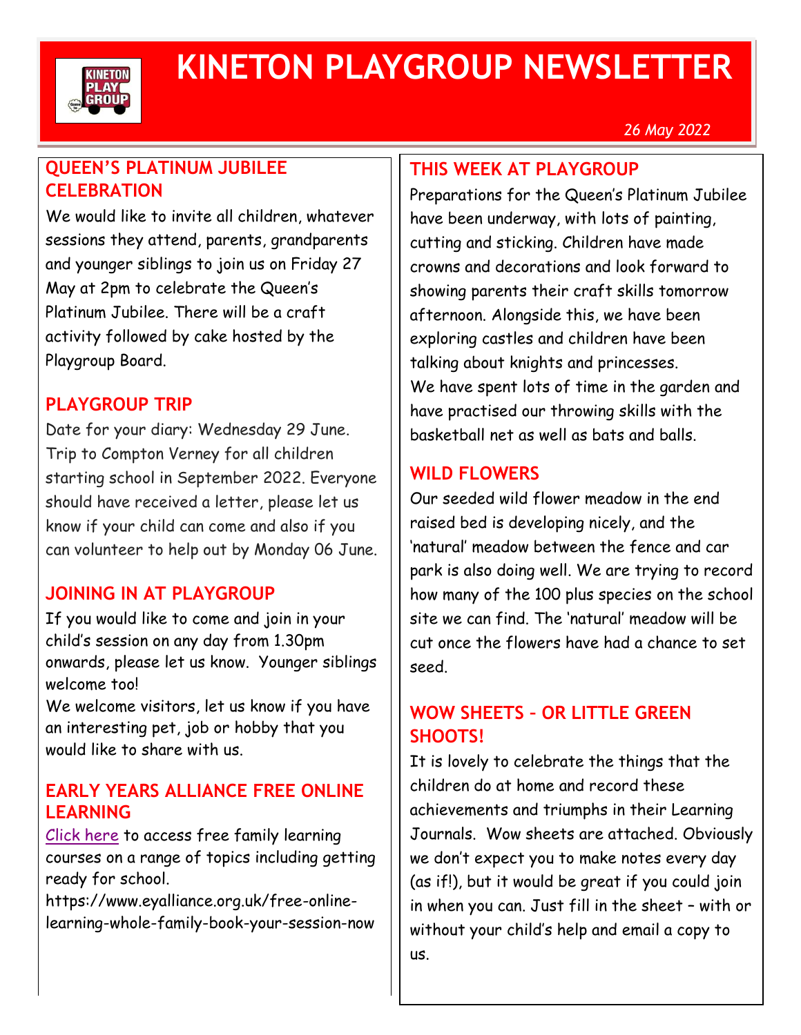# KINETON PLAYGROUP NEWSLETTER

*26 May 2022*

## QUEEN'S PLATINUM JUBILEE CELEBRATION

We would like to invite all children, whatever sessions they attend, parents, grandparents and younger siblings to join us on Friday 27 May at 2pm to celebrate the Queen's Platinum Jubilee. There will be a craft activity followed by cake hosted by the Playgroup Board.

## PLAYGROUP TRIP

Date for your diary: Wednesday 29 June. Trip to Compton Verney for all children starting school in September 2022. Everyone should have received a letter, please let us know if your child can come and also if you can volunteer to help out by Monday 06 June.

## JOINING IN AT PLAYGROUP

If you would like to come and join in your child's session on any day from 1.30pm onwards, please let us know. Younger siblings welcome too!

We welcome visitors, let us know if you have an interesting pet, job or hobby that you would like to share with us.

## EARLY YEARS ALLIANCE FREE ONLINE LEARNING

Click here to access free family learning courses on a range of topics including getting ready for school.

https://www.eyalliance.org.uk/free-online-learning-whole-family-book-your-session-now

## THIS WEEK AT PLAYGROUP

Preparations for the Queen's Platinum Jubilee have been underway, with lots of painting, cutting and sticking. Children have made crowns and decorations and look forward to showing parents their craft skills tomorrow afternoon. Alongside this, we have been exploring castles and children have been talking about knights and princesses.

We have spent lots of time in the garden and have practised our throwing skills with the basketball net as well as bats and balls.

## WILD FLOWERS

Our seeded wild flower meadow in the end raised bed is developing nicely, and the 'natural' meadow between the fence and car park is also doing well. We are trying to record how many of the 100 plus species on the school site we can find. The 'natural' meadow will be cut once the flowers have had a chance to set seed.

## WOW SHEETS – OR LITTLE GREEN SHOOTS!

It is lovely to celebrate the things that the children do at home and record these achievements and triumphs in their Learning Journals. Wow sheets are attached. Obviously we don't expect you to make notes every day (as if!), but it would be great if you could join in when you can. Just fill in the sheet – with or without your child's help and email a copy to us.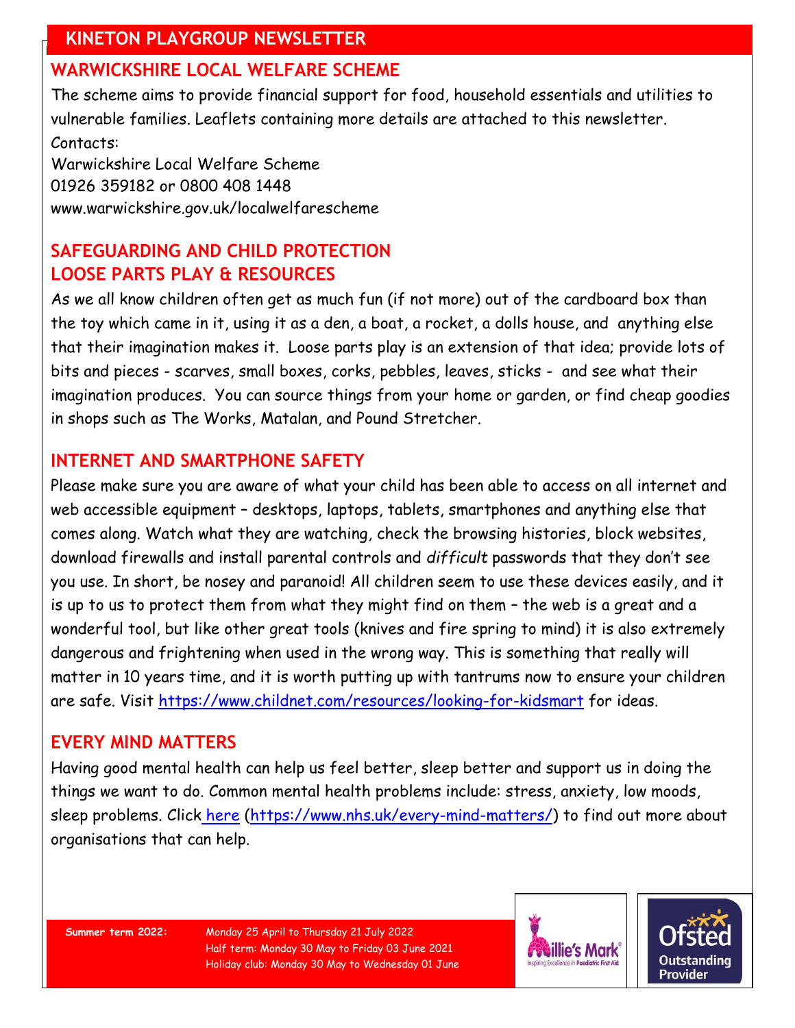# KINETON PLAYGROUP NEWSLETTER

## WARWICKSHIRE LOCAL WELFARE SCHEME

The scheme aims to provide financial support for food, household essentials and utilities to vulnerable families. Leaflets containing more details are attached to this newsletter.

Contacts:
Warwickshire Local Welfare Scheme
01926 359182 or 0800 408 1448
www.warwickshire.gov.uk/localwelfarescheme

## SAFEGUARDING AND CHILD PROTECTION
## LOOSE PARTS PLAY & RESOURCES

As we all know children often get as much fun (if not more) out of the cardboard box than the toy which came in it, using it as a den, a boat, a rocket, a dolls house, and anything else that their imagination makes it. Loose parts play is an extension of that idea; provide lots of bits and pieces - scarves, small boxes, corks, pebbles, leaves, sticks - and see what their imagination produces. You can source things from your home or garden, or find cheap goodies in shops such as The Works, Matalan, and Pound Stretcher.

## INTERNET AND SMARTPHONE SAFETY

Please make sure you are aware of what your child has been able to access on all internet and web accessible equipment – desktops, laptops, tablets, smartphones and anything else that comes along. Watch what they are watching, check the browsing histories, block websites, download firewalls and install parental controls and *difficult* passwords that they don't see you use. In short, be nosey and paranoid! All children seem to use these devices easily, and it is up to us to protect them from what they might find on them – the web is a great and a wonderful tool, but like other great tools (knives and fire spring to mind) it is also extremely dangerous and frightening when used in the wrong way. This is something that really will matter in 10 years time, and it is worth putting up with tantrums now to ensure your children are safe. Visit https://www.childnet.com/resources/looking-for-kidsmart for ideas.

## EVERY MIND MATTERS

Having good mental health can help us feel better, sleep better and support us in doing the things we want to do. Common mental health problems include: stress, anxiety, low moods, sleep problems. Click here (https://www.nhs.uk/every-mind-matters/) to find out more about organisations that can help.

**Summer term 2022:** Monday 25 April to Thursday 21 July 2022
Half term: Monday 30 May to Friday 03 June 2021
Holiday club: Monday 30 May to Wednesday 01 June

Millie's Mark — Inspiring Excellence in Paediatric First Aid

Ofsted Outstanding Provider